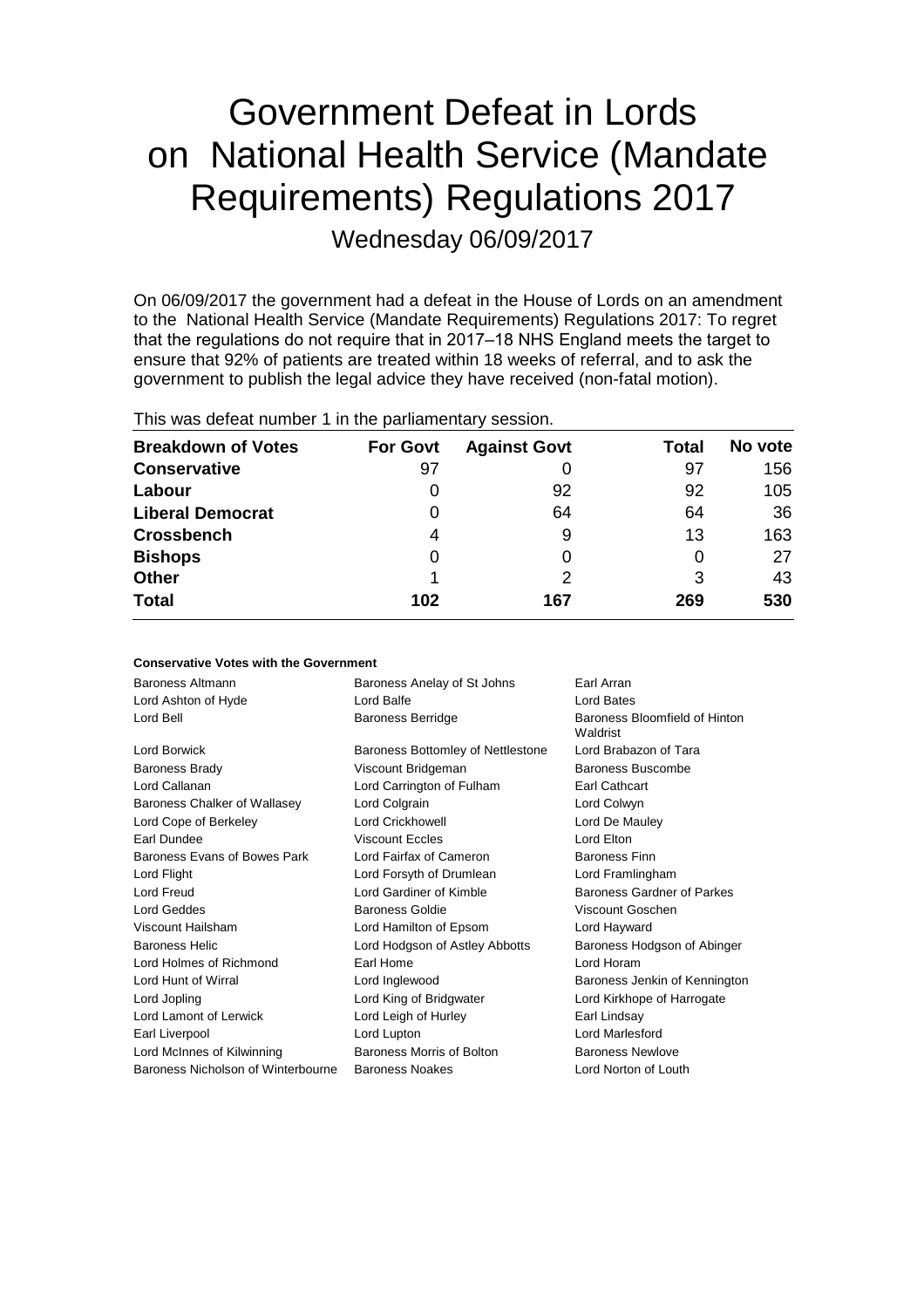# Government Defeat in Lords on National Health Service (Mandate Requirements) Regulations 2017

Wednesday 06/09/2017

On 06/09/2017 the government had a defeat in the House of Lords on an amendment to the National Health Service (Mandate Requirements) Regulations 2017: To regret that the regulations do not require that in 2017–18 NHS England meets the target to ensure that 92% of patients are treated within 18 weeks of referral, and to ask the government to publish the legal advice they have received (non-fatal motion).

This was defeat number 1 in the parliamentary session.

| Breakdown of Votes | For Govt | Against Govt | Total | No vote |
|---|---|---|---|---|
| **Conservative** | 97 | 0 | 97 | 156 |
| **Labour** | 0 | 92 | 92 | 105 |
| **Liberal Democrat** | 0 | 64 | 64 | 36 |
| **Crossbench** | 4 | 9 | 13 | 163 |
| **Bishops** | 0 | 0 | 0 | 27 |
| **Other** | 1 | 2 | 3 | 43 |
| **Total** | 102 | 167 | 269 | 530 |

#### Conservative Votes with the Government

| | | |
|---|---|---|
| Baroness Altmann | Baroness Anelay of St Johns | Earl Arran |
| Lord Ashton of Hyde | Lord Balfe | Lord Bates |
| Lord Bell | Baroness Berridge | Baroness Bloomfield of Hinton Waldrist |
| Lord Borwick | Baroness Bottomley of Nettlestone | Lord Brabazon of Tara |
| Baroness Brady | Viscount Bridgeman | Baroness Buscombe |
| Lord Callanan | Lord Carrington of Fulham | Earl Cathcart |
| Baroness Chalker of Wallasey | Lord Colgrain | Lord Colwyn |
| Lord Cope of Berkeley | Lord Crickhowell | Lord De Mauley |
| Earl Dundee | Viscount Eccles | Lord Elton |
| Baroness Evans of Bowes Park | Lord Fairfax of Cameron | Baroness Finn |
| Lord Flight | Lord Forsyth of Drumlean | Lord Framlingham |
| Lord Freud | Lord Gardiner of Kimble | Baroness Gardner of Parkes |
| Lord Geddes | Baroness Goldie | Viscount Goschen |
| Viscount Hailsham | Lord Hamilton of Epsom | Lord Hayward |
| Baroness Helic | Lord Hodgson of Astley Abbotts | Baroness Hodgson of Abinger |
| Lord Holmes of Richmond | Earl Home | Lord Horam |
| Lord Hunt of Wirral | Lord Inglewood | Baroness Jenkin of Kennington |
| Lord Jopling | Lord King of Bridgwater | Lord Kirkhope of Harrogate |
| Lord Lamont of Lerwick | Lord Leigh of Hurley | Earl Lindsay |
| Earl Liverpool | Lord Lupton | Lord Marlesford |
| Lord McInnes of Kilwinning | Baroness Morris of Bolton | Baroness Newlove |
| Baroness Nicholson of Winterbourne | Baroness Noakes | Lord Norton of Louth |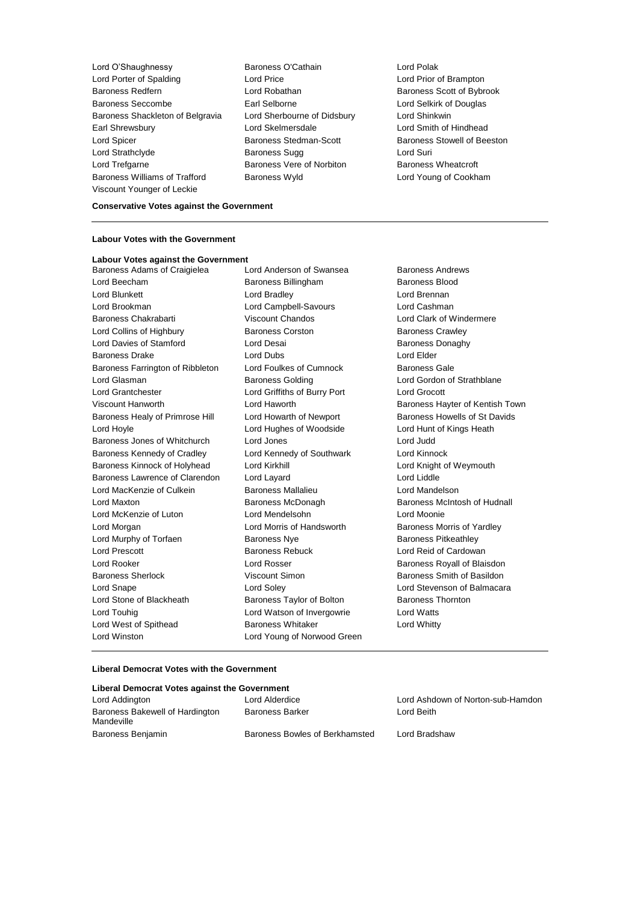Lord O'Shaughnessy
Baroness O'Cathain
Lord Polak
Lord Porter of Spalding
Lord Price
Lord Prior of Brampton
Baroness Redfern
Lord Robathan
Baroness Scott of Bybrook
Baroness Seccombe
Earl Selborne
Lord Selkirk of Douglas
Baroness Shackleton of Belgravia
Lord Sherbourne of Didsbury
Lord Shinkwin
Earl Shrewsbury
Lord Skelmersdale
Lord Smith of Hindhead
Lord Spicer
Baroness Stedman-Scott
Baroness Stowell of Beeston
Lord Strathclyde
Baroness Sugg
Lord Suri
Lord Trefgarne
Baroness Vere of Norbiton
Baroness Wheatcroft
Baroness Williams of Trafford
Baroness Wyld
Lord Young of Cookham
Viscount Younger of Leckie

**Conservative Votes against the Government**

---

**Labour Votes with the Government**

**Labour Votes against the Government**

Baroness Adams of Craigielea
Lord Anderson of Swansea
Baroness Andrews
Lord Beecham
Baroness Billingham
Baroness Blood
Lord Blunkett
Lord Bradley
Lord Brennan
Lord Brookman
Lord Campbell-Savours
Lord Cashman
Baroness Chakrabarti
Viscount Chandos
Lord Clark of Windermere
Lord Collins of Highbury
Baroness Corston
Baroness Crawley
Lord Davies of Stamford
Lord Desai
Baroness Donaghy
Baroness Drake
Lord Dubs
Lord Elder
Baroness Farrington of Ribbleton
Lord Foulkes of Cumnock
Baroness Gale
Lord Glasman
Baroness Golding
Lord Gordon of Strathblane
Lord Grantchester
Lord Griffiths of Burry Port
Lord Grocott
Viscount Hanworth
Lord Haworth
Baroness Hayter of Kentish Town
Baroness Healy of Primrose Hill
Lord Howarth of Newport
Baroness Howells of St Davids
Lord Hoyle
Lord Hughes of Woodside
Lord Hunt of Kings Heath
Baroness Jones of Whitchurch
Lord Jones
Lord Judd
Baroness Kennedy of Cradley
Lord Kennedy of Southwark
Lord Kinnock
Baroness Kinnock of Holyhead
Lord Kirkhill
Lord Knight of Weymouth
Baroness Lawrence of Clarendon
Lord Layard
Lord Liddle
Lord MacKenzie of Culkein
Baroness Mallalieu
Lord Mandelson
Lord Maxton
Baroness McDonagh
Baroness McIntosh of Hudnall
Lord McKenzie of Luton
Lord Mendelsohn
Lord Moonie
Lord Morgan
Lord Morris of Handsworth
Baroness Morris of Yardley
Lord Murphy of Torfaen
Baroness Nye
Baroness Pitkeathley
Lord Prescott
Baroness Rebuck
Lord Reid of Cardowan
Lord Rooker
Lord Rosser
Baroness Royall of Blaisdon
Baroness Sherlock
Viscount Simon
Baroness Smith of Basildon
Lord Snape
Lord Soley
Lord Stevenson of Balmacara
Lord Stone of Blackheath
Baroness Taylor of Bolton
Baroness Thornton
Lord Touhig
Lord Watson of Invergowrie
Lord Watts
Lord West of Spithead
Baroness Whitaker
Lord Whitty
Lord Winston
Lord Young of Norwood Green

---

**Liberal Democrat Votes with the Government**

**Liberal Democrat Votes against the Government**

Lord Addington
Lord Alderdice
Lord Ashdown of Norton-sub-Hamdon
Baroness Bakewell of Hardington Mandeville
Baroness Barker
Lord Beith
Baroness Benjamin
Baroness Bowles of Berkhamsted
Lord Bradshaw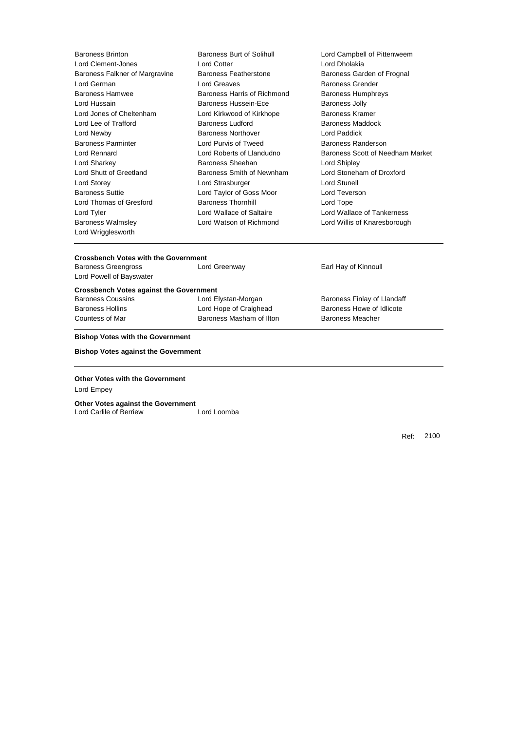Baroness Brinton
Baroness Burt of Solihull
Lord Campbell of Pittenweem
Lord Clement-Jones
Lord Cotter
Lord Dholakia
Baroness Falkner of Margravine
Baroness Featherstone
Baroness Garden of Frognal
Lord German
Lord Greaves
Baroness Grender
Baroness Hamwee
Baroness Harris of Richmond
Baroness Humphreys
Lord Hussain
Baroness Hussein-Ece
Baroness Jolly
Lord Jones of Cheltenham
Lord Kirkwood of Kirkhope
Baroness Kramer
Lord Lee of Trafford
Baroness Ludford
Baroness Maddock
Lord Newby
Baroness Northover
Lord Paddick
Baroness Parminter
Lord Purvis of Tweed
Baroness Randerson
Lord Rennard
Lord Roberts of Llandudno
Baroness Scott of Needham Market
Lord Sharkey
Baroness Sheehan
Lord Shipley
Lord Shutt of Greetland
Baroness Smith of Newnham
Lord Stoneham of Droxford
Lord Storey
Lord Strasburger
Lord Stunell
Baroness Suttie
Lord Taylor of Goss Moor
Lord Teverson
Lord Thomas of Gresford
Baroness Thornhill
Lord Tope
Lord Tyler
Lord Wallace of Saltaire
Lord Wallace of Tankerness
Baroness Walmsley
Lord Watson of Richmond
Lord Willis of Knaresborough
Lord Wrigglesworth

---

**Crossbench Votes with the Government**

Baroness Greengross
Lord Greenway
Earl Hay of Kinnoull
Lord Powell of Bayswater

**Crossbench Votes against the Government**

Baroness Coussins
Lord Elystan-Morgan
Baroness Finlay of Llandaff
Baroness Hollins
Lord Hope of Craighead
Baroness Howe of Idlicote
Countess of Mar
Baroness Masham of Ilton
Baroness Meacher

---

**Bishop Votes with the Government**

**Bishop Votes against the Government**

---

**Other Votes with the Government**

Lord Empey

**Other Votes against the Government**

Lord Carlile of Berriew
Lord Loomba

Ref: 2100